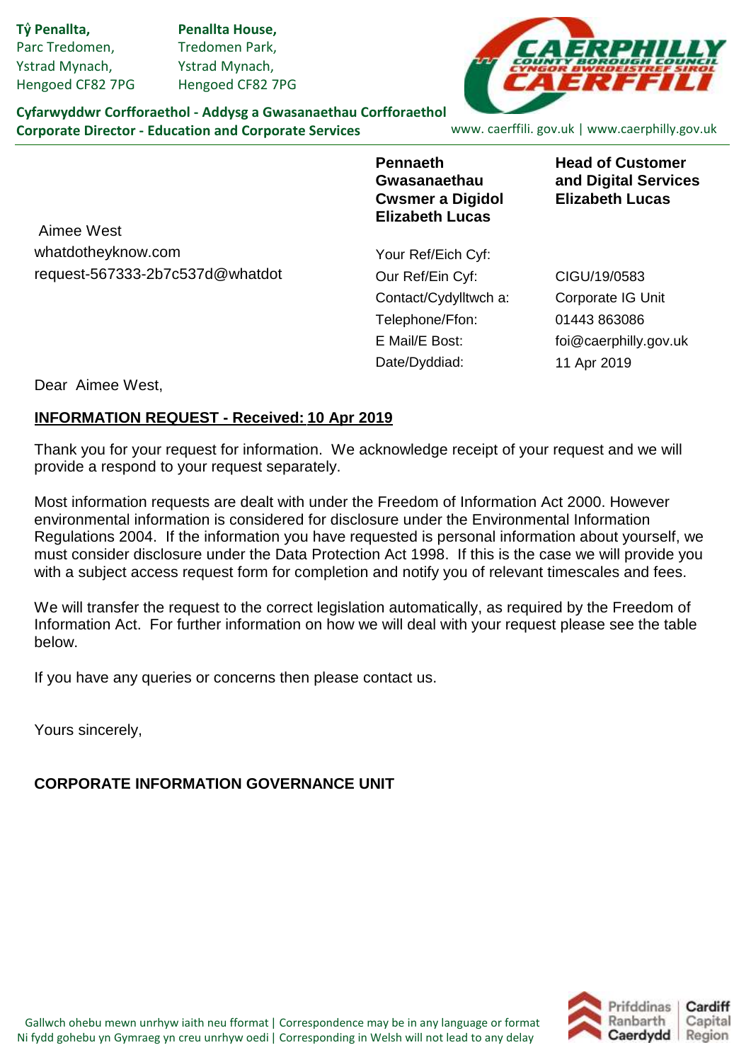**Tŷ Penallta,**
Parc Tredomen,
Ystrad Mynach,
Hengoed CF82 7PG

**Penallta House,**
Tredomen Park,
Ystrad Mynach,
Hengoed CF82 7PG

CAERPHILLY COUNTY BOROUGH COUNCIL
CYNGOR BWRDEISTREF SIROL CAERFFILI

**Cyfarwyddwr Corfforaethol - Addysg a Gwasanaethau Corfforaethol**
**Corporate Director - Education and Corporate Services**

www. caerffili. gov.uk | www.caerphilly.gov.uk

**Pennaeth Gwasanaethau Cwsmer a Digidol**
**Elizabeth Lucas**

**Head of Customer and Digital Services**
**Elizabeth Lucas**

Aimee West
whatdotheyknow.com
request-567333-2b7c537d@whatdot

| | |
|---|---|
| Your Ref/Eich Cyf: | |
| Our Ref/Ein Cyf: | CIGU/19/0583 |
| Contact/Cydylltwch a: | Corporate IG Unit |
| Telephone/Ffon: | 01443 863086 |
| E Mail/E Bost: | foi@caerphilly.gov.uk |
| Date/Dyddiad: | 11 Apr 2019 |

Dear Aimee West,

**INFORMATION REQUEST - Received: 10 Apr 2019**

Thank you for your request for information. We acknowledge receipt of your request and we will provide a respond to your request separately.

Most information requests are dealt with under the Freedom of Information Act 2000. However environmental information is considered for disclosure under the Environmental Information Regulations 2004. If the information you have requested is personal information about yourself, we must consider disclosure under the Data Protection Act 1998. If this is the case we will provide you with a subject access request form for completion and notify you of relevant timescales and fees.

We will transfer the request to the correct legislation automatically, as required by the Freedom of Information Act. For further information on how we will deal with your request please see the table below.

If you have any queries or concerns then please contact us.

Yours sincerely,

**CORPORATE INFORMATION GOVERNANCE UNIT**

Gallwch ohebu mewn unrhyw iaith neu fformat | Correspondence may be in any language or format
Ni fydd gohebu yn Gymraeg yn creu unrhyw oedi | Corresponding in Welsh will not lead to any delay

Prifddinas Ranbarth Caerdydd | Cardiff Capital Region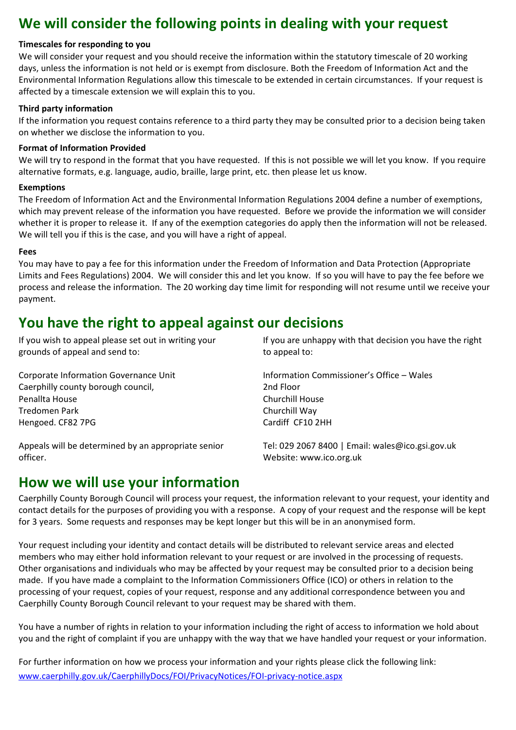## We will consider the following points in dealing with your request

**Timescales for responding to you**

We will consider your request and you should receive the information within the statutory timescale of 20 working days, unless the information is not held or is exempt from disclosure. Both the Freedom of Information Act and the Environmental Information Regulations allow this timescale to be extended in certain circumstances. If your request is affected by a timescale extension we will explain this to you.

**Third party information**

If the information you request contains reference to a third party they may be consulted prior to a decision being taken on whether we disclose the information to you.

**Format of Information Provided**

We will try to respond in the format that you have requested. If this is not possible we will let you know. If you require alternative formats, e.g. language, audio, braille, large print, etc. then please let us know.

**Exemptions**

The Freedom of Information Act and the Environmental Information Regulations 2004 define a number of exemptions, which may prevent release of the information you have requested. Before we provide the information we will consider whether it is proper to release it. If any of the exemption categories do apply then the information will not be released. We will tell you if this is the case, and you will have a right of appeal.

**Fees**

You may have to pay a fee for this information under the Freedom of Information and Data Protection (Appropriate Limits and Fees Regulations) 2004. We will consider this and let you know. If so you will have to pay the fee before we process and release the information. The 20 working day time limit for responding will not resume until we receive your payment.

## You have the right to appeal against our decisions

If you wish to appeal please set out in writing your grounds of appeal and send to:

Corporate Information Governance Unit
Caerphilly county borough council,
Penallta House
Tredomen Park
Hengoed. CF82 7PG

Appeals will be determined by an appropriate senior officer.

If you are unhappy with that decision you have the right to appeal to:

Information Commissioner's Office – Wales
2nd Floor
Churchill House
Churchill Way
Cardiff CF10 2HH

Tel: 029 2067 8400 | Email: wales@ico.gsi.gov.uk
Website: www.ico.org.uk

## How we will use your information

Caerphilly County Borough Council will process your request, the information relevant to your request, your identity and contact details for the purposes of providing you with a response. A copy of your request and the response will be kept for 3 years. Some requests and responses may be kept longer but this will be in an anonymised form.

Your request including your identity and contact details will be distributed to relevant service areas and elected members who may either hold information relevant to your request or are involved in the processing of requests. Other organisations and individuals who may be affected by your request may be consulted prior to a decision being made. If you have made a complaint to the Information Commissioners Office (ICO) or others in relation to the processing of your request, copies of your request, response and any additional correspondence between you and Caerphilly County Borough Council relevant to your request may be shared with them.

You have a number of rights in relation to your information including the right of access to information we hold about you and the right of complaint if you are unhappy with the way that we have handled your request or your information.

For further information on how we process your information and your rights please click the following link:
www.caerphilly.gov.uk/CaerphillyDocs/FOI/PrivacyNotices/FOI-privacy-notice.aspx